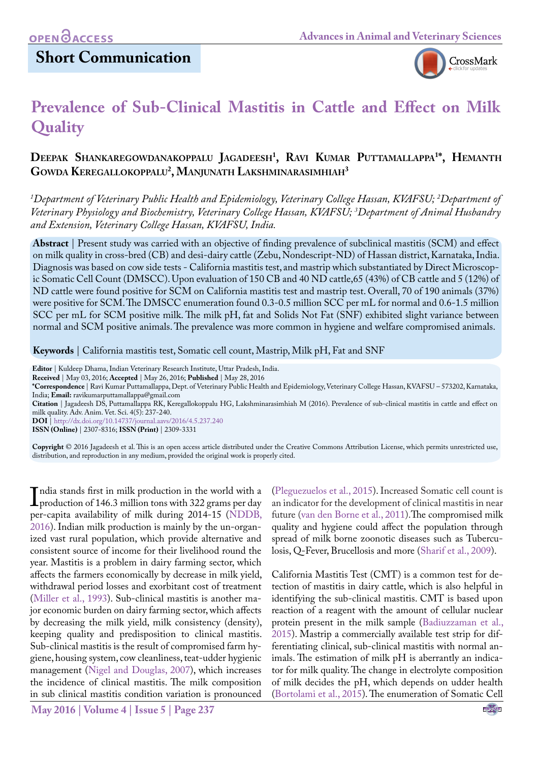Short Communication

# Prevalence of Sub-Clinical Mastitis in Cattle and Effect on Milk Quality

**Deepak Shankaregowdanakoppalu Jagadeesh[1], Ravi Kumar Puttamallappa[1*], Hemanth Gowda Keregallokoppalu[2], Manjunath Lakshminarasimhiah[3]**

*[1]Department of Veterinary Public Health and Epidemiology, Veterinary College Hassan, KVAFSU; [2]Department of Veterinary Physiology and Biochemistry, Veterinary College Hassan, KVAFSU; [3]Department of Animal Husbandry and Extension, Veterinary College Hassan, KVAFSU, India.*

**Abstract** | Present study was carried with an objective of finding prevalence of subclinical mastitis (SCM) and effect on milk quality in cross-bred (CB) and desi-dairy cattle (Zebu, Nondescript-ND) of Hassan district, Karnataka, India. Diagnosis was based on cow side tests - California mastitis test, and mastrip which substantiated by Direct Microscopic Somatic Cell Count (DMSCC). Upon evaluation of 150 CB and 40 ND cattle,65 (43%) of CB cattle and 5 (12%) of ND cattle were found positive for SCM on California mastitis test and mastrip test. Overall, 70 of 190 animals (37%) were positive for SCM. The DMSCC enumeration found 0.3-0.5 million SCC per mL for normal and 0.6-1.5 million SCC per mL for SCM positive milk. The milk pH, fat and Solids Not Fat (SNF) exhibited slight variance between normal and SCM positive animals. The prevalence was more common in hygiene and welfare compromised animals.

**Keywords** | California mastitis test, Somatic cell count, Mastrip, Milk pH, Fat and SNF

**Editor** | Kuldeep Dhama, Indian Veterinary Research Institute, Uttar Pradesh, India.
**Received** | May 03, 2016; **Accepted** | May 26, 2016; **Published** | May 28, 2016
**\*Correspondence** | Ravi Kumar Puttamallappa, Dept. of Veterinary Public Health and Epidemiology, Veterinary College Hassan, KVAFSU – 573202, Karnataka, India; **Email:** ravikumarputtamallappa@gmail.com
**Citation** | Jagadeesh DS, Puttamallappa RK, Keregallokoppalu HG, Lakshminarasimhiah M (2016). Prevalence of sub-clinical mastitis in cattle and effect on milk quality. Adv. Anim. Vet. Sci. 4(5): 237-240.
**DOI** | http://dx.doi.org/10.14737/journal.aavs/2016/4.5.237.240
**ISSN (Online)** | 2307-8316; **ISSN (Print)** | 2309-3331

**Copyright** © 2016 Jagadeesh et al. This is an open access article distributed under the Creative Commons Attribution License, which permits unrestricted use, distribution, and reproduction in any medium, provided the original work is properly cited.

India stands first in milk production in the world with a production of 146.3 million tons with 322 grams per day per-capita availability of milk during 2014-15 (NDDB, 2016). Indian milk production is mainly by the un-organized vast rural population, which provide alternative and consistent source of income for their livelihood round the year. Mastitis is a problem in dairy farming sector, which affects the farmers economically by decrease in milk yield, withdrawal period losses and exorbitant cost of treatment (Miller et al., 1993). Sub-clinical mastitis is another major economic burden on dairy farming sector, which affects by decreasing the milk yield, milk consistency (density), keeping quality and predisposition to clinical mastitis. Sub-clinical mastitis is the result of compromised farm hygiene, housing system, cow cleanliness, teat-udder hygienic management (Nigel and Douglas, 2007), which increases the incidence of clinical mastitis. The milk composition in sub clinical mastitis condition variation is pronounced (Pleguezuelos et al., 2015). Increased Somatic cell count is an indicator for the development of clinical mastitis in near future (van den Borne et al., 2011).The compromised milk quality and hygiene could affect the population through spread of milk borne zoonotic diseases such as Tuberculosis, Q-Fever, Brucellosis and more (Sharif et al., 2009).

California Mastitis Test (CMT) is a common test for detection of mastitis in dairy cattle, which is also helpful in identifying the sub-clinical mastitis. CMT is based upon reaction of a reagent with the amount of cellular nuclear protein present in the milk sample (Badiuzzaman et al., 2015). Mastrip a commercially available test strip for differentiating clinical, sub-clinical mastitis with normal animals. The estimation of milk pH is aberrantly an indicator for milk quality. The change in electrolyte composition of milk decides the pH, which depends on udder health (Bortolami et al., 2015). The enumeration of Somatic Cell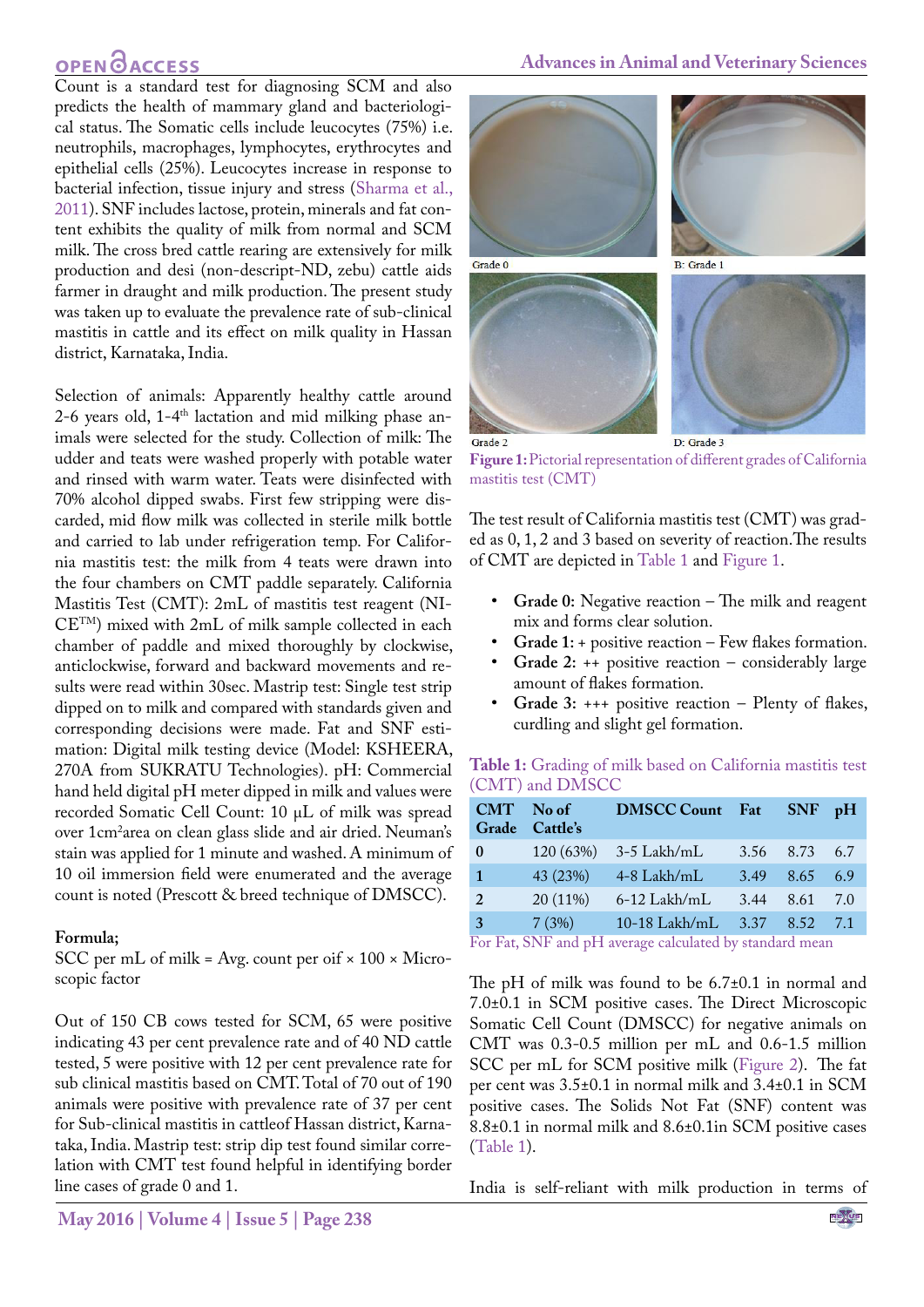Count is a standard test for diagnosing SCM and also predicts the health of mammary gland and bacteriological status. The Somatic cells include leucocytes (75%) i.e. neutrophils, macrophages, lymphocytes, erythrocytes and epithelial cells (25%). Leucocytes increase in response to bacterial infection, tissue injury and stress (Sharma et al., 2011). SNF includes lactose, protein, minerals and fat content exhibits the quality of milk from normal and SCM milk. The cross bred cattle rearing are extensively for milk production and desi (non-descript-ND, zebu) cattle aids farmer in draught and milk production. The present study was taken up to evaluate the prevalence rate of sub-clinical mastitis in cattle and its effect on milk quality in Hassan district, Karnataka, India.

Selection of animals: Apparently healthy cattle around 2-6 years old, 1-4th lactation and mid milking phase animals were selected for the study. Collection of milk: The udder and teats were washed properly with potable water and rinsed with warm water. Teats were disinfected with 70% alcohol dipped swabs. First few stripping were discarded, mid flow milk was collected in sterile milk bottle and carried to lab under refrigeration temp. For California mastitis test: the milk from 4 teats were drawn into the four chambers on CMT paddle separately. California Mastitis Test (CMT): 2mL of mastitis test reagent (NICE™) mixed with 2mL of milk sample collected in each chamber of paddle and mixed thoroughly by clockwise, anticlockwise, forward and backward movements and results were read within 30sec. Mastrip test: Single test strip dipped on to milk and compared with standards given and corresponding decisions were made. Fat and SNF estimation: Digital milk testing device (Model: KSHEERA, 270A from SUKRATU Technologies). pH: Commercial hand held digital pH meter dipped in milk and values were recorded Somatic Cell Count: 10 µL of milk was spread over 1cm$^2$area on clean glass slide and air dried. Neuman's stain was applied for 1 minute and washed. A minimum of 10 oil immersion field were enumerated and the average count is noted (Prescott & breed technique of DMSCC).

**Formula;**

SCC per mL of milk = Avg. count per oif × 100 × Microscopic factor

Out of 150 CB cows tested for SCM, 65 were positive indicating 43 per cent prevalence rate and of 40 ND cattle tested, 5 were positive with 12 per cent prevalence rate for sub clinical mastitis based on CMT. Total of 70 out of 190 animals were positive with prevalence rate of 37 per cent for Sub-clinical mastitis in cattleof Hassan district, Karnataka, India. Mastrip test: strip dip test found similar correlation with CMT test found helpful in identifying border line cases of grade 0 and 1.

Grade 0

B: Grade 1

Grade 2

D: Grade 3

**Figure 1:** Pictorial representation of different grades of California mastitis test (CMT)

The test result of California mastitis test (CMT) was graded as 0, 1, 2 and 3 based on severity of reaction.The results of CMT are depicted in Table 1 and Figure 1.

- **Grade 0:** Negative reaction – The milk and reagent mix and forms clear solution.
- **Grade 1:** + positive reaction – Few flakes formation.
- **Grade 2:** ++ positive reaction – considerably large amount of flakes formation.
- **Grade 3:** +++ positive reaction – Plenty of flakes, curdling and slight gel formation.

**Table 1:** Grading of milk based on California mastitis test (CMT) and DMSCC

| CMT Grade | No of Cattle's | DMSCC Count | Fat | SNF | pH |
|---|---|---|---|---|---|
| 0 | 120 (63%) | 3-5 Lakh/mL | 3.56 | 8.73 | 6.7 |
| 1 | 43 (23%) | 4-8 Lakh/mL | 3.49 | 8.65 | 6.9 |
| 2 | 20 (11%) | 6-12 Lakh/mL | 3.44 | 8.61 | 7.0 |
| 3 | 7 (3%) | 10-18 Lakh/mL | 3.37 | 8.52 | 7.1 |

For Fat, SNF and pH average calculated by standard mean

The pH of milk was found to be 6.7±0.1 in normal and 7.0±0.1 in SCM positive cases. The Direct Microscopic Somatic Cell Count (DMSCC) for negative animals on CMT was 0.3-0.5 million per mL and 0.6-1.5 million SCC per mL for SCM positive milk (Figure 2). The fat per cent was 3.5±0.1 in normal milk and 3.4±0.1 in SCM positive cases. The Solids Not Fat (SNF) content was 8.8±0.1 in normal milk and 8.6±0.1in SCM positive cases (Table 1).

India is self-reliant with milk production in terms of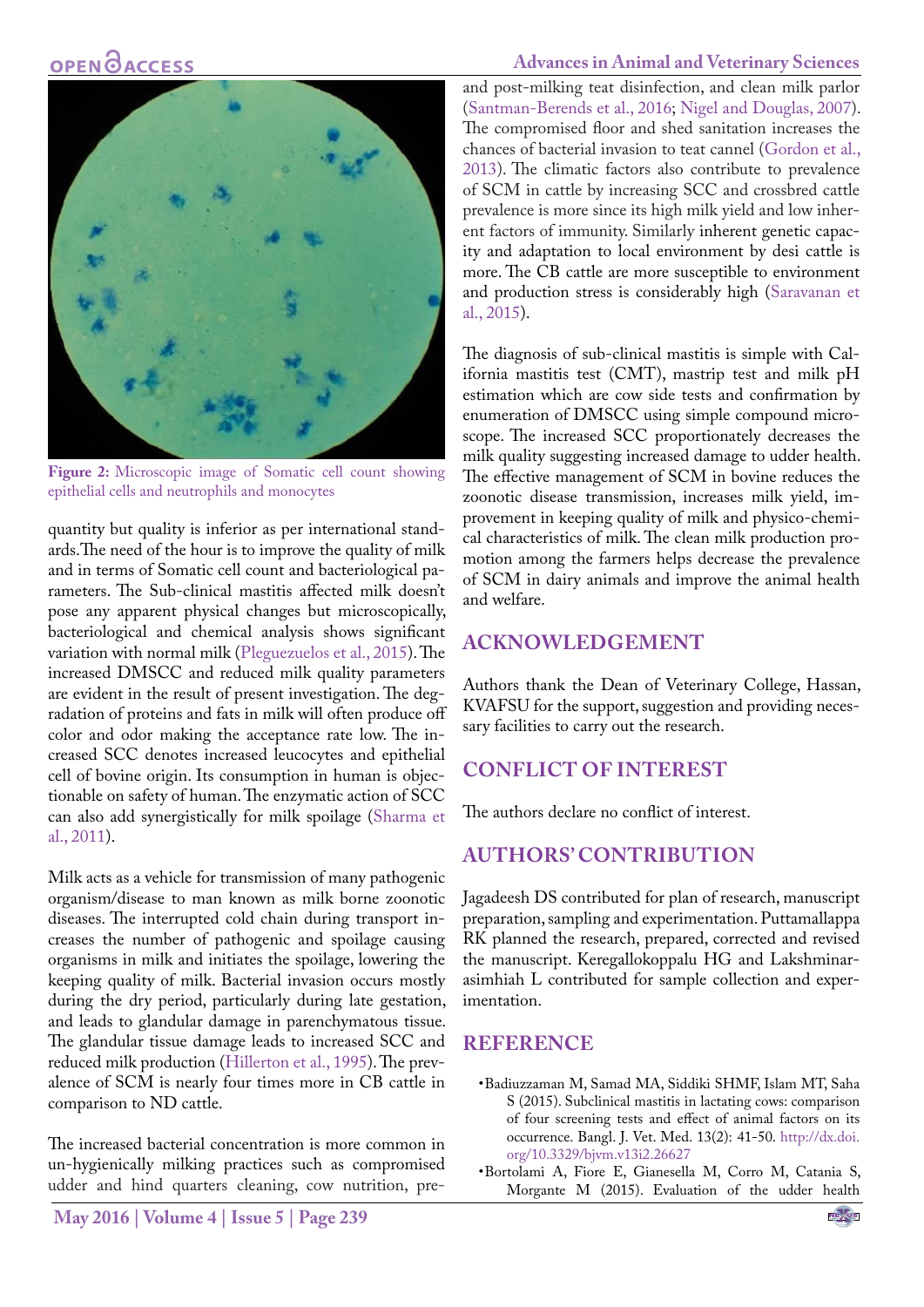Figure 2: Microscopic image of Somatic cell count showing epithelial cells and neutrophils and monocytes

quantity but quality is inferior as per international standards.The need of the hour is to improve the quality of milk and in terms of Somatic cell count and bacteriological parameters. The Sub-clinical mastitis affected milk doesn't pose any apparent physical changes but microscopically, bacteriological and chemical analysis shows significant variation with normal milk (Pleguezuelos et al., 2015). The increased DMSCC and reduced milk quality parameters are evident in the result of present investigation. The degradation of proteins and fats in milk will often produce off color and odor making the acceptance rate low. The increased SCC denotes increased leucocytes and epithelial cell of bovine origin. Its consumption in human is objectionable on safety of human. The enzymatic action of SCC can also add synergistically for milk spoilage (Sharma et al., 2011).

Milk acts as a vehicle for transmission of many pathogenic organism/disease to man known as milk borne zoonotic diseases. The interrupted cold chain during transport increases the number of pathogenic and spoilage causing organisms in milk and initiates the spoilage, lowering the keeping quality of milk. Bacterial invasion occurs mostly during the dry period, particularly during late gestation, and leads to glandular damage in parenchymatous tissue. The glandular tissue damage leads to increased SCC and reduced milk production (Hillerton et al., 1995). The prevalence of SCM is nearly four times more in CB cattle in comparison to ND cattle.

The increased bacterial concentration is more common in un-hygienically milking practices such as compromised udder and hind quarters cleaning, cow nutrition, pre- and post-milking teat disinfection, and clean milk parlor (Santman-Berends et al., 2016; Nigel and Douglas, 2007). The compromised floor and shed sanitation increases the chances of bacterial invasion to teat cannel (Gordon et al., 2013). The climatic factors also contribute to prevalence of SCM in cattle by increasing SCC and crossbred cattle prevalence is more since its high milk yield and low inherent factors of immunity. Similarly inherent genetic capacity and adaptation to local environment by desi cattle is more. The CB cattle are more susceptible to environment and production stress is considerably high (Saravanan et al., 2015).

The diagnosis of sub-clinical mastitis is simple with California mastitis test (CMT), mastrip test and milk pH estimation which are cow side tests and confirmation by enumeration of DMSCC using simple compound microscope. The increased SCC proportionately decreases the milk quality suggesting increased damage to udder health. The effective management of SCM in bovine reduces the zoonotic disease transmission, increases milk yield, improvement in keeping quality of milk and physico-chemical characteristics of milk. The clean milk production promotion among the farmers helps decrease the prevalence of SCM in dairy animals and improve the animal health and welfare.

## ACKNOWLEDGEMENT

Authors thank the Dean of Veterinary College, Hassan, KVAFSU for the support, suggestion and providing necessary facilities to carry out the research.

## CONFLICT OF INTEREST

The authors declare no conflict of interest.

## AUTHORS' CONTRIBUTION

Jagadeesh DS contributed for plan of research, manuscript preparation, sampling and experimentation. Puttamallappa RK planned the research, prepared, corrected and revised the manuscript. Keregallokoppalu HG and Lakshminarasimhiah L contributed for sample collection and experimentation.

## REFERENCE

- Badiuzzaman M, Samad MA, Siddiki SHMF, Islam MT, Saha S (2015). Subclinical mastitis in lactating cows: comparison of four screening tests and effect of animal factors on its occurrence. Bangl. J. Vet. Med. 13(2): 41-50. http://dx.doi.org/10.3329/bjvm.v13i2.26627
- Bortolami A, Fiore E, Gianesella M, Corro M, Catania S, Morgante M (2015). Evaluation of the udder health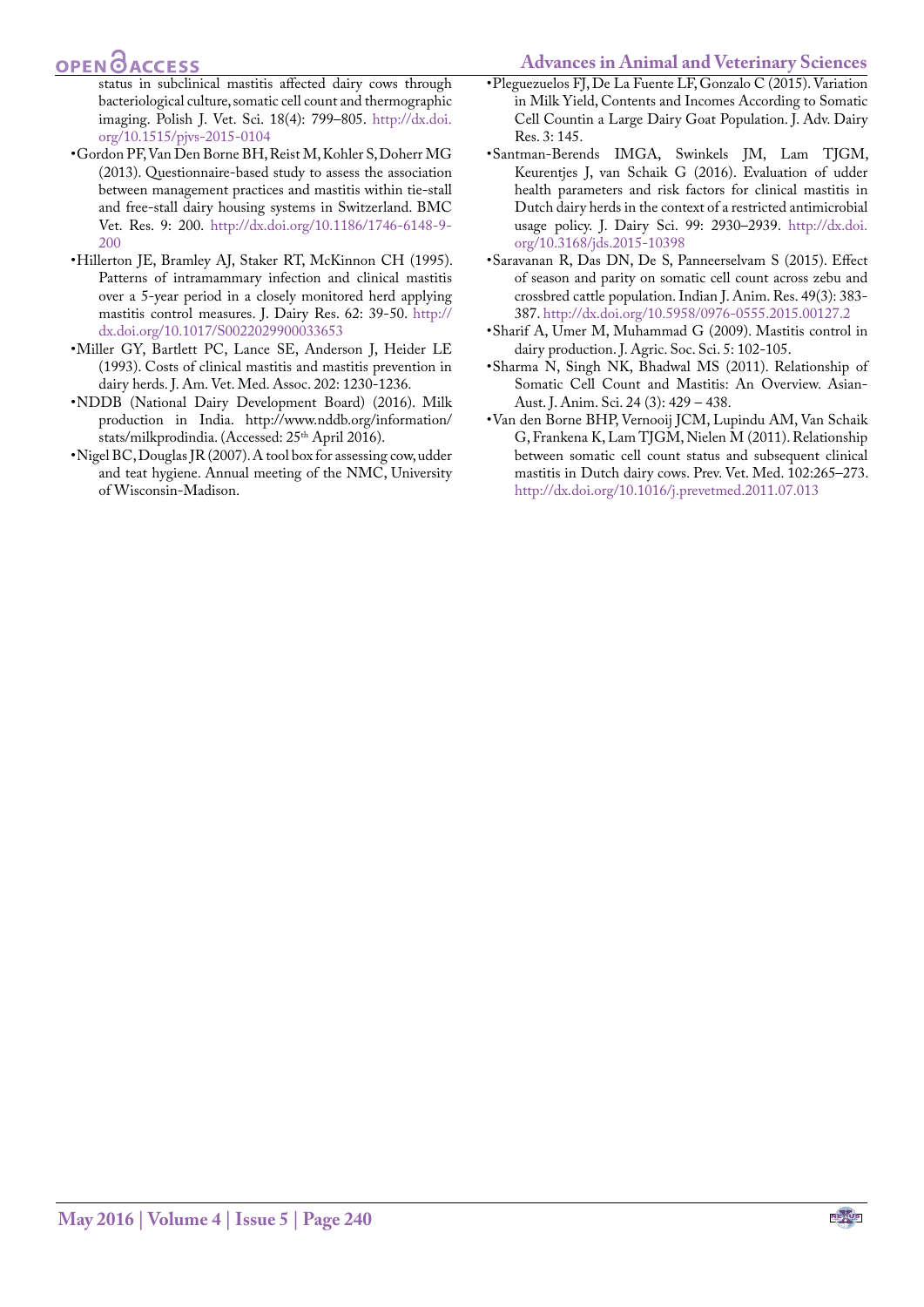status in subclinical mastitis affected dairy cows through bacteriological culture, somatic cell count and thermographic imaging. Polish J. Vet. Sci. 18(4): 799–805. http://dx.doi.org/10.1515/pjvs-2015-0104

- Gordon PF, Van Den Borne BH, Reist M, Kohler S, Doherr MG (2013). Questionnaire-based study to assess the association between management practices and mastitis within tie-stall and free-stall dairy housing systems in Switzerland. BMC Vet. Res. 9: 200. http://dx.doi.org/10.1186/1746-6148-9-200
- Hillerton JE, Bramley AJ, Staker RT, McKinnon CH (1995). Patterns of intramammary infection and clinical mastitis over a 5-year period in a closely monitored herd applying mastitis control measures. J. Dairy Res. 62: 39-50. http://dx.doi.org/10.1017/S0022029900033653
- Miller GY, Bartlett PC, Lance SE, Anderson J, Heider LE (1993). Costs of clinical mastitis and mastitis prevention in dairy herds. J. Am. Vet. Med. Assoc. 202: 1230-1236.
- NDDB (National Dairy Development Board) (2016). Milk production in India. http://www.nddb.org/information/stats/milkprodindia. (Accessed: 25th April 2016).
- Nigel BC, Douglas JR (2007). A tool box for assessing cow, udder and teat hygiene. Annual meeting of the NMC, University of Wisconsin-Madison.
- Pleguezuelos FJ, De La Fuente LF, Gonzalo C (2015). Variation in Milk Yield, Contents and Incomes According to Somatic Cell Countin a Large Dairy Goat Population. J. Adv. Dairy Res. 3: 145.
- Santman-Berends IMGA, Swinkels JM, Lam TJGM, Keurentjes J, van Schaik G (2016). Evaluation of udder health parameters and risk factors for clinical mastitis in Dutch dairy herds in the context of a restricted antimicrobial usage policy. J. Dairy Sci. 99: 2930–2939. http://dx.doi.org/10.3168/jds.2015-10398
- Saravanan R, Das DN, De S, Panneerselvam S (2015). Effect of season and parity on somatic cell count across zebu and crossbred cattle population. Indian J. Anim. Res. 49(3): 383-387. http://dx.doi.org/10.5958/0976-0555.2015.00127.2
- Sharif A, Umer M, Muhammad G (2009). Mastitis control in dairy production. J. Agric. Soc. Sci. 5: 102-105.
- Sharma N, Singh NK, Bhadwal MS (2011). Relationship of Somatic Cell Count and Mastitis: An Overview. Asian-Aust. J. Anim. Sci. 24 (3): 429 – 438.
- Van den Borne BHP, Vernooij JCM, Lupindu AM, Van Schaik G, Frankena K, Lam TJGM, Nielen M (2011). Relationship between somatic cell count status and subsequent clinical mastitis in Dutch dairy cows. Prev. Vet. Med. 102:265–273. http://dx.doi.org/10.1016/j.prevetmed.2011.07.013